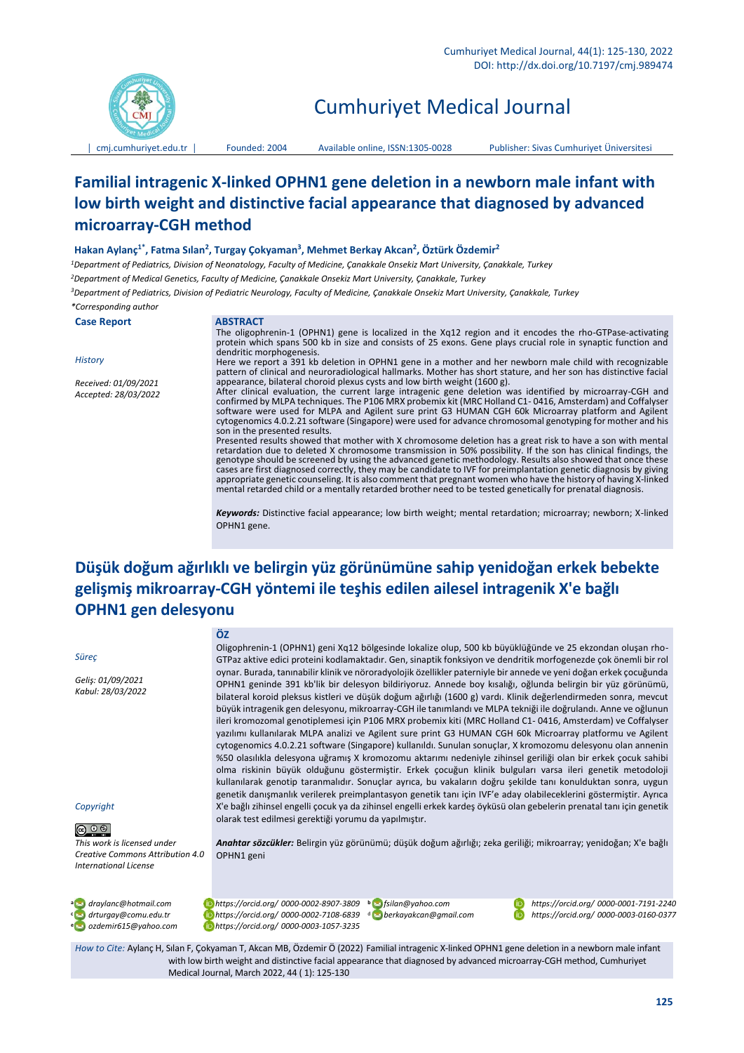# Familial intragenic X-linked OPHN1 gene deletion in a newborn male infant with low birth weight and distinctive facial appearance that diagnosed by advanced microarray-CGH method

**Hakan Aylanç[1*], Fatma Sılan[2], Turgay Çokyaman[3], Mehmet Berkay Akcan[2], Öztürk Özdemir[2]**

*[1]Department of Pediatrics, Division of Neonatology, Faculty of Medicine, Çanakkale Onsekiz Mart University, Çanakkale, Turkey*

*[2]Department of Medical Genetics, Faculty of Medicine, Çanakkale Onsekiz Mart University, Çanakkale, Turkey*

*[3]Department of Pediatrics, Division of Pediatric Neurology, Faculty of Medicine, Çanakkale Onsekiz Mart University, Çanakkale, Turkey*

*\*Corresponding author*

**Case Report**

*History*

*Received: 01/09/2021*
*Accepted: 28/03/2022*

## ABSTRACT

The oligophrenin-1 (OPHN1) gene is localized in the Xq12 region and it encodes the rho-GTPase-activating protein which spans 500 kb in size and consists of 25 exons. Gene plays crucial role in synaptic function and dendritic morphogenesis.

Here we report a 391 kb deletion in OPHN1 gene in a mother and her newborn male child with recognizable pattern of clinical and neuroradiological hallmarks. Mother has short stature, and her son has distinctive facial appearance, bilateral choroid plexus cysts and low birth weight (1600 g).

After clinical evaluation, the current large intragenic gene deletion was identified by microarray-CGH and confirmed by MLPA techniques. The P106 MRX probemix kit (MRC Holland C1- 0416, Amsterdam) and Coffalyser software were used for MLPA and Agilent sure print G3 HUMAN CGH 60k Microarray platform and Agilent cytogenomics 4.0.2.21 software (Singapore) were used for advance chromosomal genotyping for mother and his son in the presented results.

Presented results showed that mother with X chromosome deletion has a great risk to have a son with mental retardation due to deleted X chromosome transmission in 50% possibility. If the son has clinical findings, the genotype should be screened by using the advanced genetic methodology. Results also showed that once these cases are first diagnosed correctly, they may be candidate to IVF for preimplantation genetic diagnosis by giving appropriate genetic counseling. It is also comment that pregnant women who have the history of having X-linked mental retarded child or a mentally retarded brother need to be tested genetically for prenatal diagnosis.

***Keywords:*** Distinctive facial appearance; low birth weight; mental retardation; microarray; newborn; X-linked OPHN1 gene.

# Düşük doğum ağırlıklı ve belirgin yüz görünümüne sahip yenidoğan erkek bebekte gelişmiş mikroarray-CGH yöntemi ile teşhis edilen ailesel intragenik X'e bağlı OPHN1 gen delesyonu

*Süreç*

*Geliş: 01/09/2021*
*Kabul: 28/03/2022*

## ÖZ

Oligophrenin-1 (OPHN1) geni Xq12 bölgesinde lokalize olup, 500 kb büyüklüğünde ve 25 ekzondan oluşan rho-GTPaz aktive edici proteini kodlamaktadır. Gen, sinaptik fonksiyon ve dendritik morfogenezde çok önemli bir rol oynar. Burada, tanınabilir klinik ve nöroradyolojik özellikler paterniyle bir annede ve yeni doğan erkek çocuğunda OPHN1 geninde 391 kb'lik bir delesyon bildiriyoruz. Annede boy kısalığı, oğlunda belirgin bir yüz görünümü, bilateral koroid pleksus kistleri ve düşük doğum ağırlığı (1600 g) vardı. Klinik değerlendirmeden sonra, mevcut büyük intragenik gen delesyonu, mikroarray-CGH ile tanımlandı ve MLPA tekniği ile doğrulandı. Anne ve oğlunun ileri kromozomal genotiplemesi için P106 MRX probemix kiti (MRC Holland C1- 0416, Amsterdam) ve Coffalyser yazılımı kullanılarak MLPA analizi ve Agilent sure print G3 HUMAN CGH 60k Microarray platformu ve Agilent cytogenomics 4.0.2.21 software (Singapore) kullanıldı. Sunulan sonuçlar, X kromozomu delesyonu olan annenin %50 olasılıkla delesyona uğramış X kromozomu aktarımı nedeniyle zihinsel geriliği olan bir erkek çocuk sahibi olma riskinin büyük olduğunu göstermiştir. Erkek çocuğun klinik bulguları varsa ileri genetik metodoloji kullanılarak genotip taranmalıdır. Sonuçlar ayrıca, bu vakaların doğru şekilde tanı konulduktan sonra, uygun genetik danışmanlık verilerek preimplantasyon genetik tanı için IVF'e aday olabileceklerini göstermiştir. Ayrıca X'e bağlı zihinsel engelli çocuk ya da zihinsel engelli erkek kardeş öyküsü olan gebelerin prenatal tanı için genetik olarak test edilmesi gerektiği yorumu da yapılmıştır.

***Anahtar sözcükler:*** Belirgin yüz görünümü; düşük doğum ağırlığı; zeka geriliği; mikroarray; yenidoğan; X'e bağlı OPHN1 geni

*Copyright*

*This work is licensed under Creative Commons Attribution 4.0 International License*

[a] draylanc@hotmail.com https://orcid.org/0000-0002-8907-3809
[b] fsilan@yahoo.com https://orcid.org/0000-0001-7191-2240
[c] drturgay@comu.edu.tr https://orcid.org/0000-0002-7108-6839
[d] berkayakcan@gmail.com https://orcid.org/0000-0003-0160-0377
[e] ozdemir615@yahoo.com https://orcid.org/0000-0003-1057-3235

*How to Cite:* Aylanç H, Sılan F, Çokyaman T, Akcan MB, Özdemir Ö (2022) Familial intragenic X-linked OPHN1 gene deletion in a newborn male infant with low birth weight and distinctive facial appearance that diagnosed by advanced microarray-CGH method, Cumhuriyet Medical Journal, March 2022, 44 ( 1): 125-130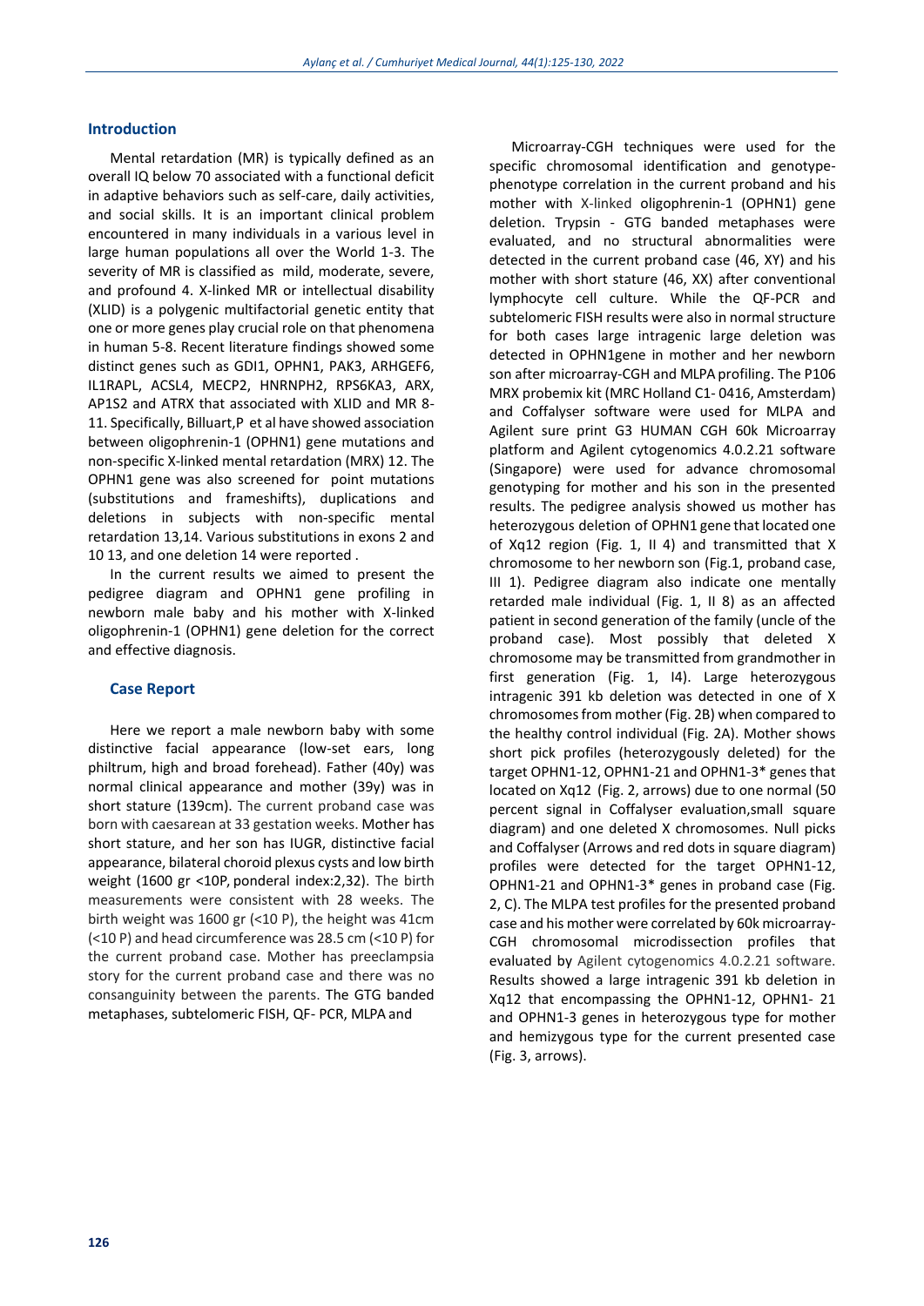## Introduction

Mental retardation (MR) is typically defined as an overall IQ below 70 associated with a functional deficit in adaptive behaviors such as self-care, daily activities, and social skills. It is an important clinical problem encountered in many individuals in a various level in large human populations all over the World 1-3. The severity of MR is classified as mild, moderate, severe, and profound 4. X-linked MR or intellectual disability (XLID) is a polygenic multifactorial genetic entity that one or more genes play crucial role on that phenomena in human 5-8. Recent literature findings showed some distinct genes such as GDI1, OPHN1, PAK3, ARHGEF6, IL1RAPL, ACSL4, MECP2, HNRNPH2, RPS6KA3, ARX, AP1S2 and ATRX that associated with XLID and MR 8-11. Specifically, Billuart,P et al have showed association between oligophrenin-1 (OPHN1) gene mutations and non-specific X-linked mental retardation (MRX) 12. The OPHN1 gene was also screened for point mutations (substitutions and frameshifts), duplications and deletions in subjects with non-specific mental retardation 13,14. Various substitutions in exons 2 and 10 13, and one deletion 14 were reported .

In the current results we aimed to present the pedigree diagram and OPHN1 gene profiling in newborn male baby and his mother with X-linked oligophrenin-1 (OPHN1) gene deletion for the correct and effective diagnosis.

## Case Report

Here we report a male newborn baby with some distinctive facial appearance (low-set ears, long philtrum, high and broad forehead). Father (40y) was normal clinical appearance and mother (39y) was in short stature (139cm). The current proband case was born with caesarean at 33 gestation weeks. Mother has short stature, and her son has IUGR, distinctive facial appearance, bilateral choroid plexus cysts and low birth weight (1600 gr <10P, ponderal index:2,32). The birth measurements were consistent with 28 weeks. The birth weight was 1600 gr (<10 P), the height was 41cm (<10 P) and head circumference was 28.5 cm (<10 P) for the current proband case. Mother has preeclampsia story for the current proband case and there was no consanguinity between the parents. The GTG banded metaphases, subtelomeric FISH, QF- PCR, MLPA and Microarray-CGH techniques were used for the specific chromosomal identification and genotype-phenotype correlation in the current proband and his mother with X-linked oligophrenin-1 (OPHN1) gene deletion. Trypsin - GTG banded metaphases were evaluated, and no structural abnormalities were detected in the current proband case (46, XY) and his mother with short stature (46, XX) after conventional lymphocyte cell culture. While the QF-PCR and subtelomeric FISH results were also in normal structure for both cases large intragenic large deletion was detected in OPHN1gene in mother and her newborn son after microarray-CGH and MLPA profiling. The P106 MRX probemix kit (MRC Holland C1- 0416, Amsterdam) and Coffalyser software were used for MLPA and Agilent sure print G3 HUMAN CGH 60k Microarray platform and Agilent cytogenomics 4.0.2.21 software (Singapore) were used for advance chromosomal genotyping for mother and his son in the presented results. The pedigree analysis showed us mother has heterozygous deletion of OPHN1 gene that located one of Xq12 region (Fig. 1, II 4) and transmitted that X chromosome to her newborn son (Fig.1, proband case, III 1). Pedigree diagram also indicate one mentally retarded male individual (Fig. 1, II 8) as an affected patient in second generation of the family (uncle of the proband case). Most possibly that deleted X chromosome may be transmitted from grandmother in first generation (Fig. 1, I4). Large heterozygous intragenic 391 kb deletion was detected in one of X chromosomes from mother (Fig. 2B) when compared to the healthy control individual (Fig. 2A). Mother shows short pick profiles (heterozygously deleted) for the target OPHN1-12, OPHN1-21 and OPHN1-3* genes that located on Xq12 (Fig. 2, arrows) due to one normal (50 percent signal in Coffalyser evaluation,small square diagram) and one deleted X chromosomes. Null picks and Coffalyser (Arrows and red dots in square diagram) profiles were detected for the target OPHN1-12, OPHN1-21 and OPHN1-3* genes in proband case (Fig. 2, C). The MLPA test profiles for the presented proband case and his mother were correlated by 60k microarray-CGH chromosomal microdissection profiles that evaluated by Agilent cytogenomics 4.0.2.21 software. Results showed a large intragenic 391 kb deletion in Xq12 that encompassing the OPHN1-12, OPHN1- 21 and OPHN1-3 genes in heterozygous type for mother and hemizygous type for the current presented case (Fig. 3, arrows).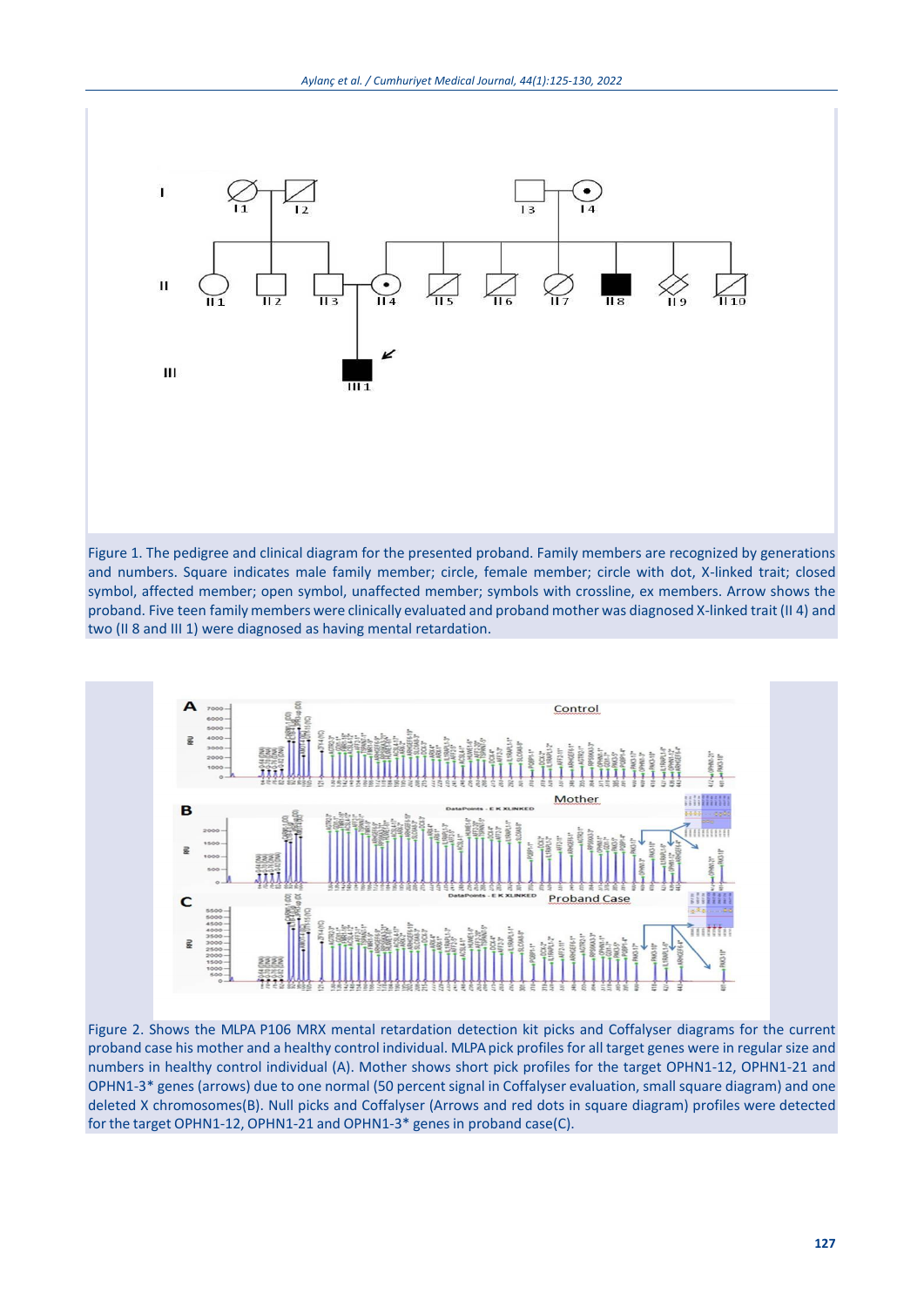Figure 1. The pedigree and clinical diagram for the presented proband. Family members are recognized by generations and numbers. Square indicates male family member; circle, female member; circle with dot, X-linked trait; closed symbol, affected member; open symbol, unaffected member; symbols with crossline, ex members. Arrow shows the proband. Five teen family members were clinically evaluated and proband mother was diagnosed X-linked trait (II 4) and two (II 8 and III 1) were diagnosed as having mental retardation.

Figure 2. Shows the MLPA P106 MRX mental retardation detection kit picks and Coffalyser diagrams for the current proband case his mother and a healthy control individual. MLPA pick profiles for all target genes were in regular size and numbers in healthy control individual (A). Mother shows short pick profiles for the target OPHN1-12, OPHN1-21 and OPHN1-3* genes (arrows) due to one normal (50 percent signal in Coffalyser evaluation, small square diagram) and one deleted X chromosomes(B). Null picks and Coffalyser (Arrows and red dots in square diagram) profiles were detected for the target OPHN1-12, OPHN1-21 and OPHN1-3* genes in proband case(C).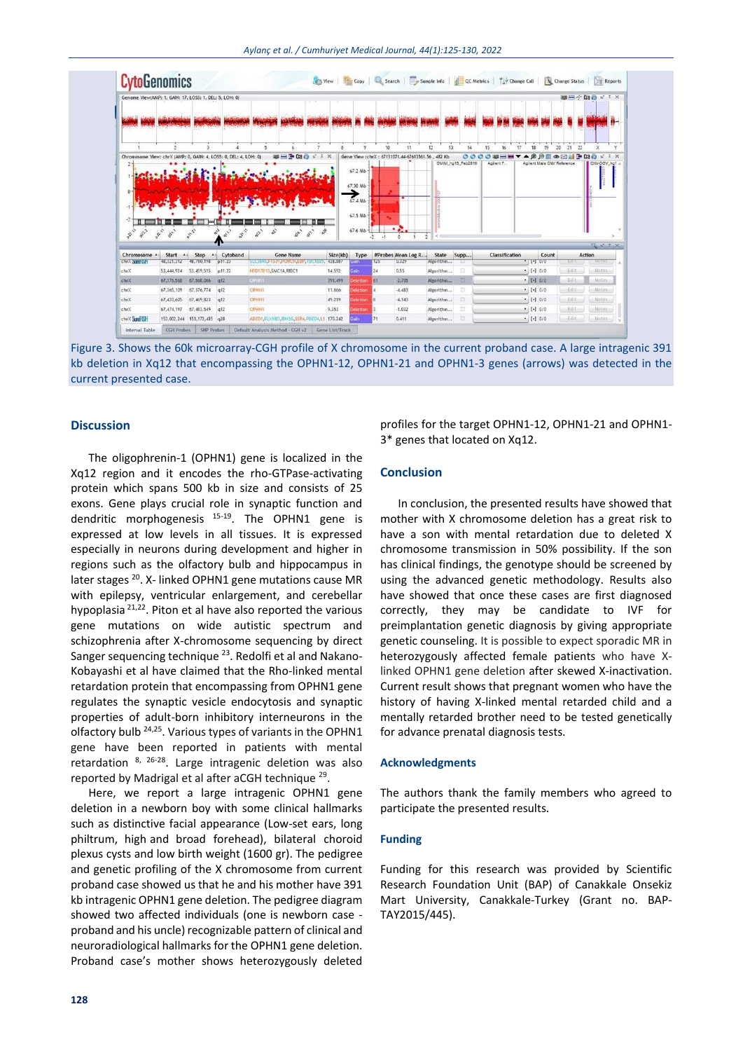Figure 3. Shows the 60k microarray-CGH profile of X chromosome in the current proband case. A large intragenic 391 kb deletion in Xq12 that encompassing the OPHN1-12, OPHN1-21 and OPHN1-3 genes (arrows) was detected in the current presented case.

## Discussion

The oligophrenin-1 (OPHN1) gene is localized in the Xq12 region and it encodes the rho-GTPase-activating protein which spans 500 kb in size and consists of 25 exons. Gene plays crucial role in synaptic function and dendritic morphogenesis [15-19]. The OPHN1 gene is expressed at low levels in all tissues. It is expressed especially in neurons during development and higher in regions such as the olfactory bulb and hippocampus in later stages [20]. X- linked OPHN1 gene mutations cause MR with epilepsy, ventricular enlargement, and cerebellar hypoplasia [21,22]. Piton et al have also reported the various gene mutations on wide autistic spectrum and schizophrenia after X-chromosome sequencing by direct Sanger sequencing technique [23]. Redolfi et al and Nakano-Kobayashi et al have claimed that the Rho-linked mental retardation protein that encompassing from OPHN1 gene regulates the synaptic vesicle endocytosis and synaptic properties of adult-born inhibitory interneurons in the olfactory bulb [24,25]. Various types of variants in the OPHN1 gene have been reported in patients with mental retardation [8, 26-28]. Large intragenic deletion was also reported by Madrigal et al after aCGH technique [29].

Here, we report a large intragenic OPHN1 gene deletion in a newborn boy with some clinical hallmarks such as distinctive facial appearance (Low-set ears, long philtrum, high and broad forehead), bilateral choroid plexus cysts and low birth weight (1600 gr). The pedigree and genetic profiling of the X chromosome from current proband case showed us that he and his mother have 391 kb intragenic OPHN1 gene deletion. The pedigree diagram showed two affected individuals (one is newborn case - proband and his uncle) recognizable pattern of clinical and neuroradiological hallmarks for the OPHN1 gene deletion. Proband case's mother shows heterozygously deleted profiles for the target OPHN1-12, OPHN1-21 and OPHN1-3* genes that located on Xq12.

## Conclusion

In conclusion, the presented results have showed that mother with X chromosome deletion has a great risk to have a son with mental retardation due to deleted X chromosome transmission in 50% possibility. If the son has clinical findings, the genotype should be screened by using the advanced genetic methodology. Results also have showed that once these cases are first diagnosed correctly, they may be candidate to IVF for preimplantation genetic diagnosis by giving appropriate genetic counseling. It is possible to expect sporadic MR in heterozygously affected female patients who have X-linked OPHN1 gene deletion after skewed X-inactivation. Current result shows that pregnant women who have the history of having X-linked mental retarded child and a mentally retarded brother need to be tested genetically for advance prenatal diagnosis tests.

## Acknowledgments

The authors thank the family members who agreed to participate the presented results.

## Funding

Funding for this research was provided by Scientific Research Foundation Unit (BAP) of Canakkale Onsekiz Mart University, Canakkale-Turkey (Grant no. BAP-TAY2015/445).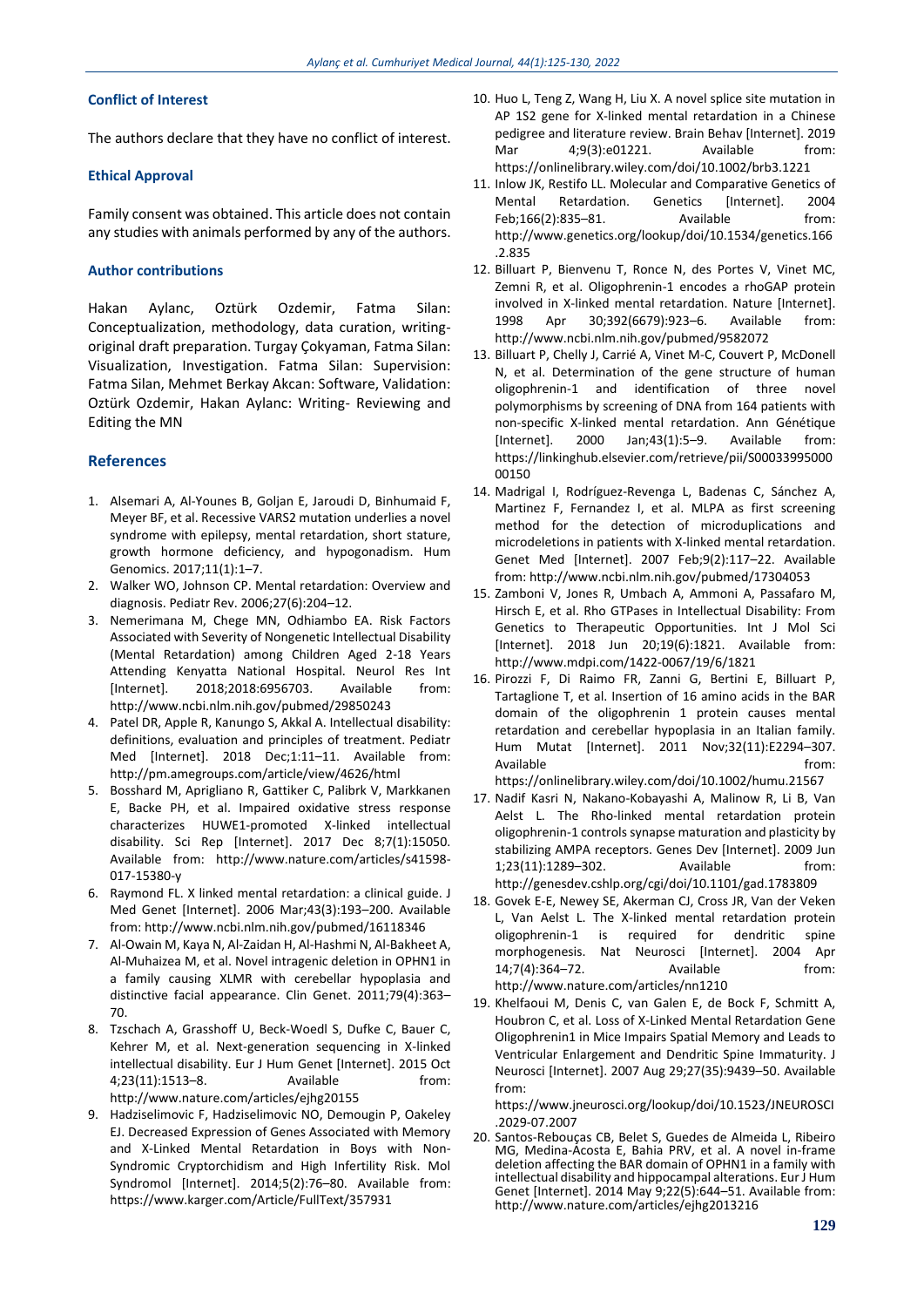## Conflict of Interest

The authors declare that they have no conflict of interest.

## Ethical Approval

Family consent was obtained. This article does not contain any studies with animals performed by any of the authors.

## Author contributions

Hakan Aylanc, Oztürk Ozdemir, Fatma Silan: Conceptualization, methodology, data curation, writing-original draft preparation. Turgay Çokyaman, Fatma Silan: Visualization, Investigation. Fatma Silan: Supervision: Fatma Silan, Mehmet Berkay Akcan: Software, Validation: Oztürk Ozdemir, Hakan Aylanc: Writing- Reviewing and Editing the MN

## References

1. Alsemari A, Al-Younes B, Goljan E, Jaroudi D, Binhumaid F, Meyer BF, et al. Recessive VARS2 mutation underlies a novel syndrome with epilepsy, mental retardation, short stature, growth hormone deficiency, and hypogonadism. Hum Genomics. 2017;11(1):1–7.
2. Walker WO, Johnson CP. Mental retardation: Overview and diagnosis. Pediatr Rev. 2006;27(6):204–12.
3. Nemerimana M, Chege MN, Odhiambo EA. Risk Factors Associated with Severity of Nongenetic Intellectual Disability (Mental Retardation) among Children Aged 2-18 Years Attending Kenyatta National Hospital. Neurol Res Int [Internet]. 2018;2018:6956703. Available from: http://www.ncbi.nlm.nih.gov/pubmed/29850243
4. Patel DR, Apple R, Kanungo S, Akkal A. Intellectual disability: definitions, evaluation and principles of treatment. Pediatr Med [Internet]. 2018 Dec;1:11–11. Available from: http://pm.amegroups.com/article/view/4626/html
5. Bosshard M, Aprigliano R, Gattiker C, Palibrk V, Markkanen E, Backe PH, et al. Impaired oxidative stress response characterizes HUWE1-promoted X-linked intellectual disability. Sci Rep [Internet]. 2017 Dec 8;7(1):15050. Available from: http://www.nature.com/articles/s41598-017-15380-y
6. Raymond FL. X linked mental retardation: a clinical guide. J Med Genet [Internet]. 2006 Mar;43(3):193–200. Available from: http://www.ncbi.nlm.nih.gov/pubmed/16118346
7. Al-Owain M, Kaya N, Al-Zaidan H, Al-Hashmi N, Al-Bakheet A, Al-Muhaizea M, et al. Novel intragenic deletion in OPHN1 in a family causing XLMR with cerebellar hypoplasia and distinctive facial appearance. Clin Genet. 2011;79(4):363–70.
8. Tzschach A, Grasshoff U, Beck-Woedl S, Dufke C, Bauer C, Kehrer M, et al. Next-generation sequencing in X-linked intellectual disability. Eur J Hum Genet [Internet]. 2015 Oct 4;23(11):1513–8. Available from: http://www.nature.com/articles/ejhg20155
9. Hadziselimovic F, Hadziselimovic NO, Demougin P, Oakeley EJ. Decreased Expression of Genes Associated with Memory and X-Linked Mental Retardation in Boys with Non-Syndromic Cryptorchidism and High Infertility Risk. Mol Syndromol [Internet]. 2014;5(2):76–80. Available from: https://www.karger.com/Article/FullText/357931
10. Huo L, Teng Z, Wang H, Liu X. A novel splice site mutation in AP 1S2 gene for X-linked mental retardation in a Chinese pedigree and literature review. Brain Behav [Internet]. 2019 Mar 4;9(3):e01221. Available from: https://onlinelibrary.wiley.com/doi/10.1002/brb3.1221
11. Inlow JK, Restifo LL. Molecular and Comparative Genetics of Mental Retardation. Genetics [Internet]. 2004 Feb;166(2):835–81. Available from: http://www.genetics.org/lookup/doi/10.1534/genetics.166.2.835
12. Billuart P, Bienvenu T, Ronce N, des Portes V, Vinet MC, Zemni R, et al. Oligophrenin-1 encodes a rhoGAP protein involved in X-linked mental retardation. Nature [Internet]. 1998 Apr 30;392(6679):923–6. Available from: http://www.ncbi.nlm.nih.gov/pubmed/9582072
13. Billuart P, Chelly J, Carrié A, Vinet M-C, Couvert P, McDonell N, et al. Determination of the gene structure of human oligophrenin-1 and identification of three novel polymorphisms by screening of DNA from 164 patients with non-specific X-linked mental retardation. Ann Génétique [Internet]. 2000 Jan;43(1):5–9. Available from: https://linkinghub.elsevier.com/retrieve/pii/S0003399500000150
14. Madrigal I, Rodríguez-Revenga L, Badenas C, Sánchez A, Martinez F, Fernandez I, et al. MLPA as first screening method for the detection of microduplications and microdeletions in patients with X-linked mental retardation. Genet Med [Internet]. 2007 Feb;9(2):117–22. Available from: http://www.ncbi.nlm.nih.gov/pubmed/17304053
15. Zamboni V, Jones R, Umbach A, Ammoni A, Passafaro M, Hirsch E, et al. Rho GTPases in Intellectual Disability: From Genetics to Therapeutic Opportunities. Int J Mol Sci [Internet]. 2018 Jun 20;19(6):1821. Available from: http://www.mdpi.com/1422-0067/19/6/1821
16. Pirozzi F, Di Raimo FR, Zanni G, Bertini E, Billuart P, Tartaglione T, et al. Insertion of 16 amino acids in the BAR domain of the oligophrenin 1 protein causes mental retardation and cerebellar hypoplasia in an Italian family. Hum Mutat [Internet]. 2011 Nov;32(11):E2294–307. Available from: https://onlinelibrary.wiley.com/doi/10.1002/humu.21567
17. Nadif Kasri N, Nakano-Kobayashi A, Malinow R, Li B, Van Aelst L. The Rho-linked mental retardation protein oligophrenin-1 controls synapse maturation and plasticity by stabilizing AMPA receptors. Genes Dev [Internet]. 2009 Jun 1;23(11):1289–302. Available from: http://genesdev.cshlp.org/cgi/doi/10.1101/gad.1783809
18. Govek E-E, Newey SE, Akerman CJ, Cross JR, Van der Veken L, Van Aelst L. The X-linked mental retardation protein oligophrenin-1 is required for dendritic spine morphogenesis. Nat Neurosci [Internet]. 2004 Apr 14;7(4):364–72. Available from: http://www.nature.com/articles/nn1210
19. Khelfaoui M, Denis C, van Galen E, de Bock F, Schmitt A, Houbron C, et al. Loss of X-Linked Mental Retardation Gene Oligophrenin1 in Mice Impairs Spatial Memory and Leads to Ventricular Enlargement and Dendritic Spine Immaturity. J Neurosci [Internet]. 2007 Aug 29;27(35):9439–50. Available from: https://www.jneurosci.org/lookup/doi/10.1523/JNEUROSCI.2029-07.2007
20. Santos-Rebouças CB, Belet S, Guedes de Almeida L, Ribeiro MG, Medina-Acosta E, Bahia PRV, et al. A novel in-frame deletion affecting the BAR domain of OPHN1 in a family with intellectual disability and hippocampal alterations. Eur J Hum Genet [Internet]. 2014 May 9;22(5):644–51. Available from: http://www.nature.com/articles/ejhg2013216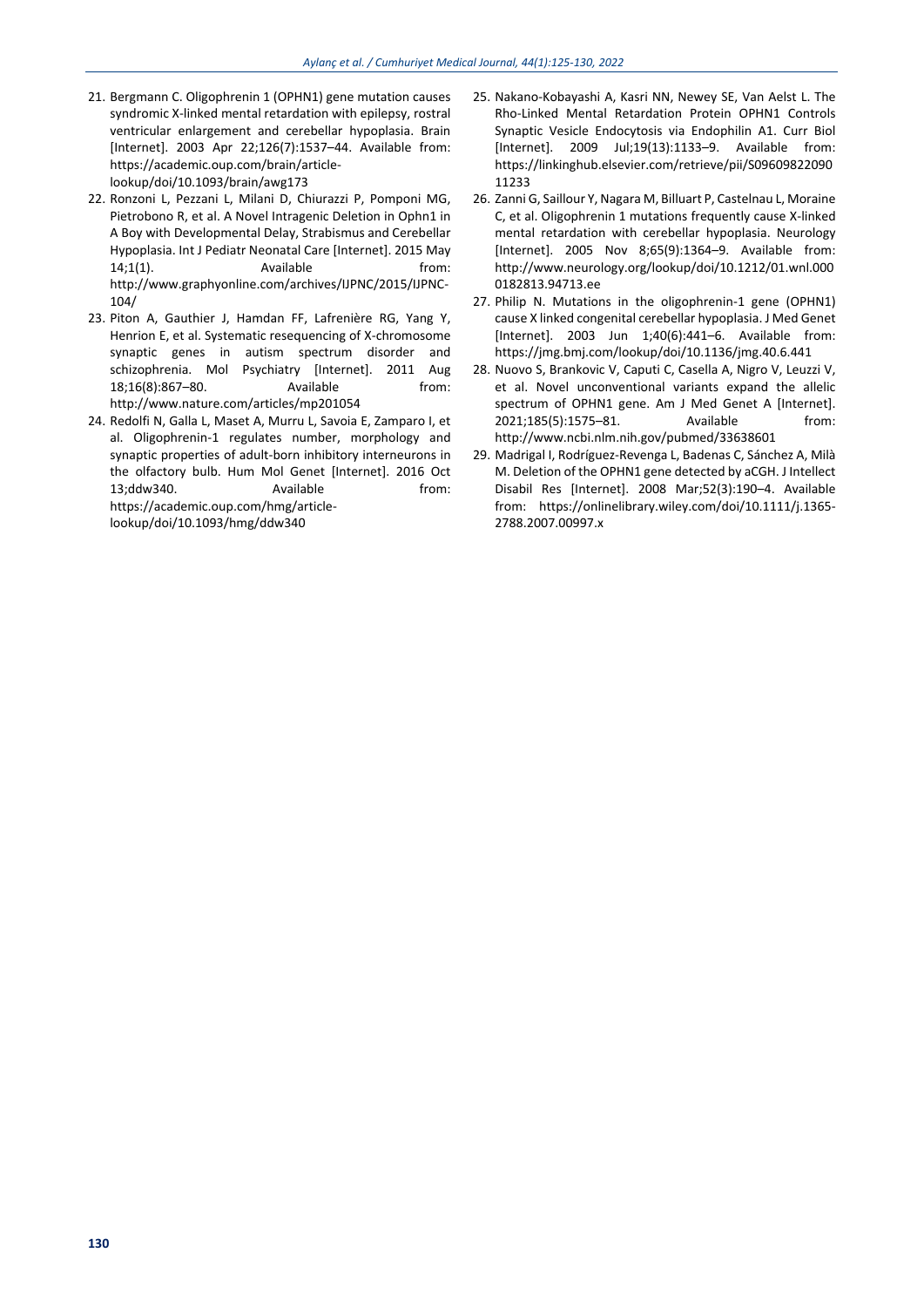21. Bergmann C. Oligophrenin 1 (OPHN1) gene mutation causes syndromic X-linked mental retardation with epilepsy, rostral ventricular enlargement and cerebellar hypoplasia. Brain [Internet]. 2003 Apr 22;126(7):1537–44. Available from: https://academic.oup.com/brain/article-lookup/doi/10.1093/brain/awg173
22. Ronzoni L, Pezzani L, Milani D, Chiurazzi P, Pomponi MG, Pietrobono R, et al. A Novel Intragenic Deletion in Ophn1 in A Boy with Developmental Delay, Strabismus and Cerebellar Hypoplasia. Int J Pediatr Neonatal Care [Internet]. 2015 May 14;1(1). Available from: http://www.graphyonline.com/archives/IJPNC/2015/IJPNC-104/
23. Piton A, Gauthier J, Hamdan FF, Lafrenière RG, Yang Y, Henrion E, et al. Systematic resequencing of X-chromosome synaptic genes in autism spectrum disorder and schizophrenia. Mol Psychiatry [Internet]. 2011 Aug 18;16(8):867–80. Available from: http://www.nature.com/articles/mp201054
24. Redolfi N, Galla L, Maset A, Murru L, Savoia E, Zamparo I, et al. Oligophrenin-1 regulates number, morphology and synaptic properties of adult-born inhibitory interneurons in the olfactory bulb. Hum Mol Genet [Internet]. 2016 Oct 13;ddw340. Available from: https://academic.oup.com/hmg/article-lookup/doi/10.1093/hmg/ddw340
25. Nakano-Kobayashi A, Kasri NN, Newey SE, Van Aelst L. The Rho-Linked Mental Retardation Protein OPHN1 Controls Synaptic Vesicle Endocytosis via Endophilin A1. Curr Biol [Internet]. 2009 Jul;19(13):1133–9. Available from: https://linkinghub.elsevier.com/retrieve/pii/S0960982209011233
26. Zanni G, Saillour Y, Nagara M, Billuart P, Castelnau L, Moraine C, et al. Oligophrenin 1 mutations frequently cause X-linked mental retardation with cerebellar hypoplasia. Neurology [Internet]. 2005 Nov 8;65(9):1364–9. Available from: http://www.neurology.org/lookup/doi/10.1212/01.wnl.0000182813.94713.ee
27. Philip N. Mutations in the oligophrenin-1 gene (OPHN1) cause X linked congenital cerebellar hypoplasia. J Med Genet [Internet]. 2003 Jun 1;40(6):441–6. Available from: https://jmg.bmj.com/lookup/doi/10.1136/jmg.40.6.441
28. Nuovo S, Brankovic V, Caputi C, Casella A, Nigro V, Leuzzi V, et al. Novel unconventional variants expand the allelic spectrum of OPHN1 gene. Am J Med Genet A [Internet]. 2021;185(5):1575–81. Available from: http://www.ncbi.nlm.nih.gov/pubmed/33638601
29. Madrigal I, Rodríguez-Revenga L, Badenas C, Sánchez A, Milà M. Deletion of the OPHN1 gene detected by aCGH. J Intellect Disabil Res [Internet]. 2008 Mar;52(3):190–4. Available from: https://onlinelibrary.wiley.com/doi/10.1111/j.1365-2788.2007.00997.x